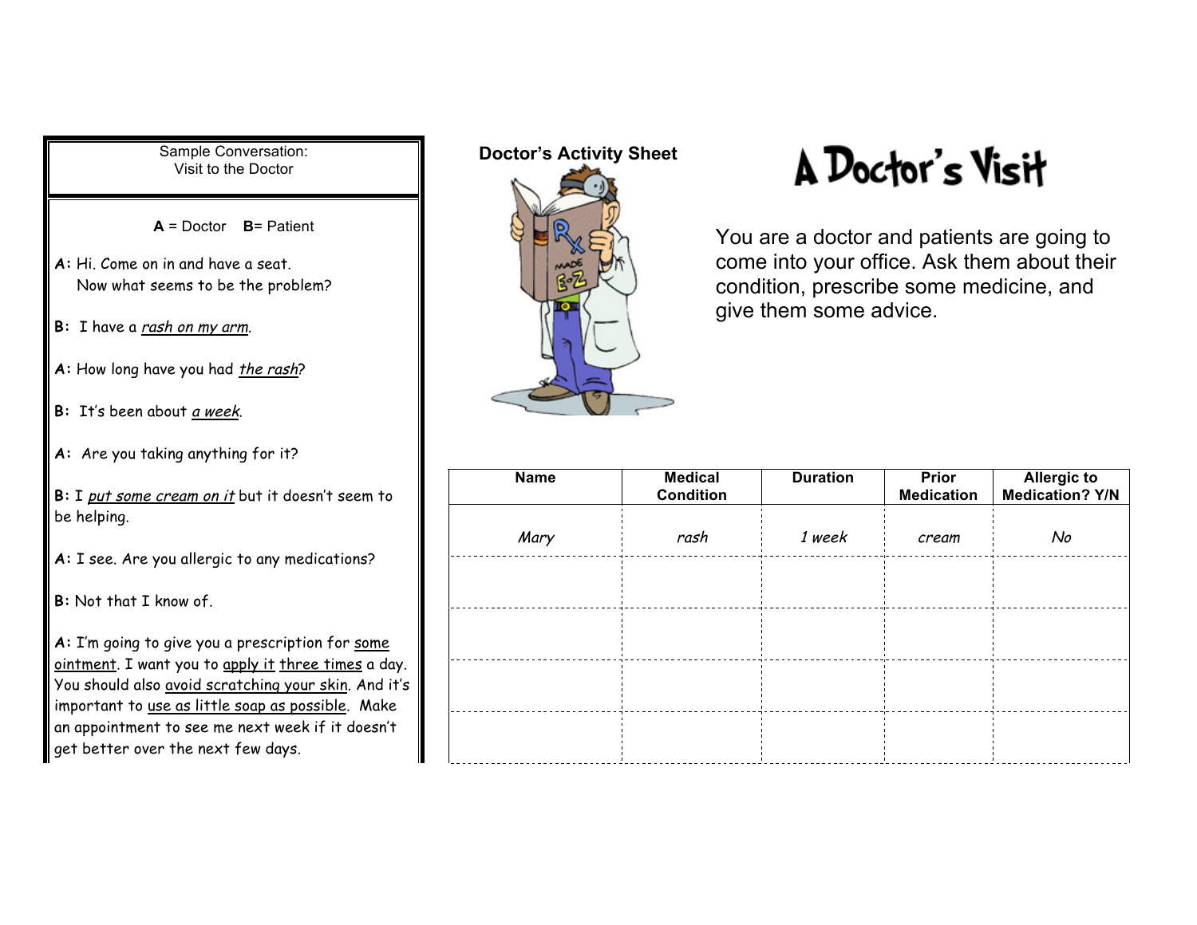Sample Conversation:
Visit to the Doctor

**A** = Doctor **B**= Patient

**A:** Hi. Come on in and have a seat.
Now what seems to be the problem?

**B:** I have a *rash on my arm*.

**A:** How long have you had *the rash*?

**B:** It's been about *a week*.

**A:** Are you taking anything for it?

**B:** I *put some cream on it* but it doesn't seem to be helping.

**A:** I see. Are you allergic to any medications?

**B:** Not that I know of.

**A:** I'm going to give you a prescription for some ointment. I want you to apply it three times a day. You should also avoid scratching your skin. And it's important to use as little soap as possible. Make an appointment to see me next week if it doesn't get better over the next few days.

**Doctor's Activity Sheet**

# A Doctor's Visit

You are a doctor and patients are going to come into your office. Ask them about their condition, prescribe some medicine, and give them some advice.

| Name | Medical Condition | Duration | Prior Medication | Allergic to Medication? Y/N |
|---|---|---|---|---|
| *Mary* | *rash* | *1 week* | *cream* | *No* |
| | | | | |
| | | | | |
| | | | | |
| | | | | |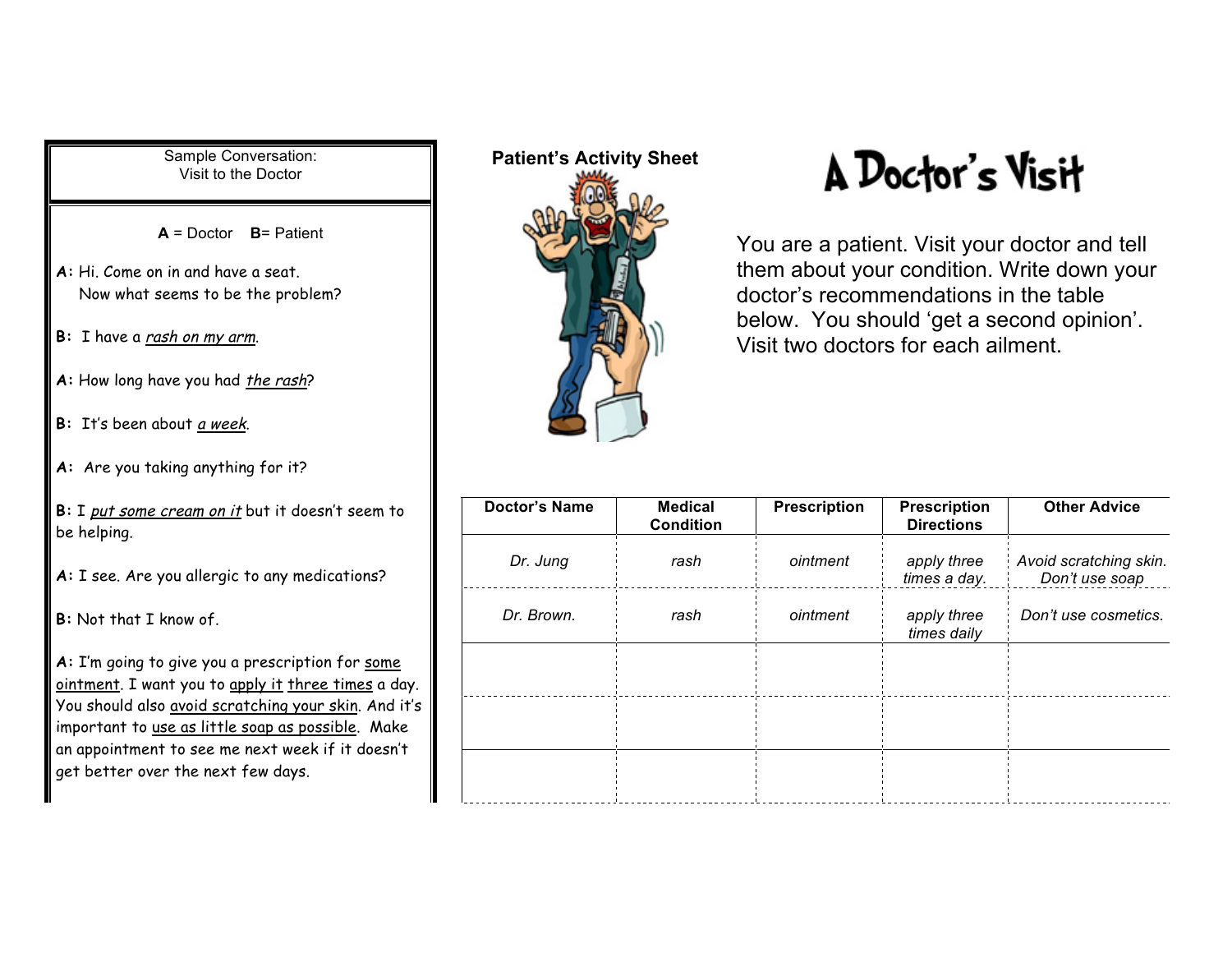Sample Conversation:
Visit to the Doctor

**A** = Doctor  **B**= Patient

**A:** Hi. Come on in and have a seat.
Now what seems to be the problem?

**B:** I have a *rash on my arm*.

**A:** How long have you had *the rash*?

**B:** It's been about *a week*.

**A:** Are you taking anything for it?

**B:** I *put some cream on it* but it doesn't seem to be helping.

**A:** I see. Are you allergic to any medications?

**B:** Not that I know of.

**A:** I'm going to give you a prescription for some ointment. I want you to apply it three times a day. You should also avoid scratching your skin. And it's important to use as little soap as possible. Make an appointment to see me next week if it doesn't get better over the next few days.

**Patient's Activity Sheet**

# A Doctor's Visit

You are a patient. Visit your doctor and tell them about your condition. Write down your doctor's recommendations in the table below. You should 'get a second opinion'. Visit two doctors for each ailment.

| Doctor's Name | Medical Condition | Prescription | Prescription Directions | Other Advice |
| --- | --- | --- | --- | --- |
| *Dr. Jung* | *rash* | *ointment* | *apply three times a day.* | *Avoid scratching skin. Don't use soap* |
| *Dr. Brown.* | *rash* | *ointment* | *apply three times daily* | *Don't use cosmetics.* |
| | | | | |
| | | | | |
| | | | | |